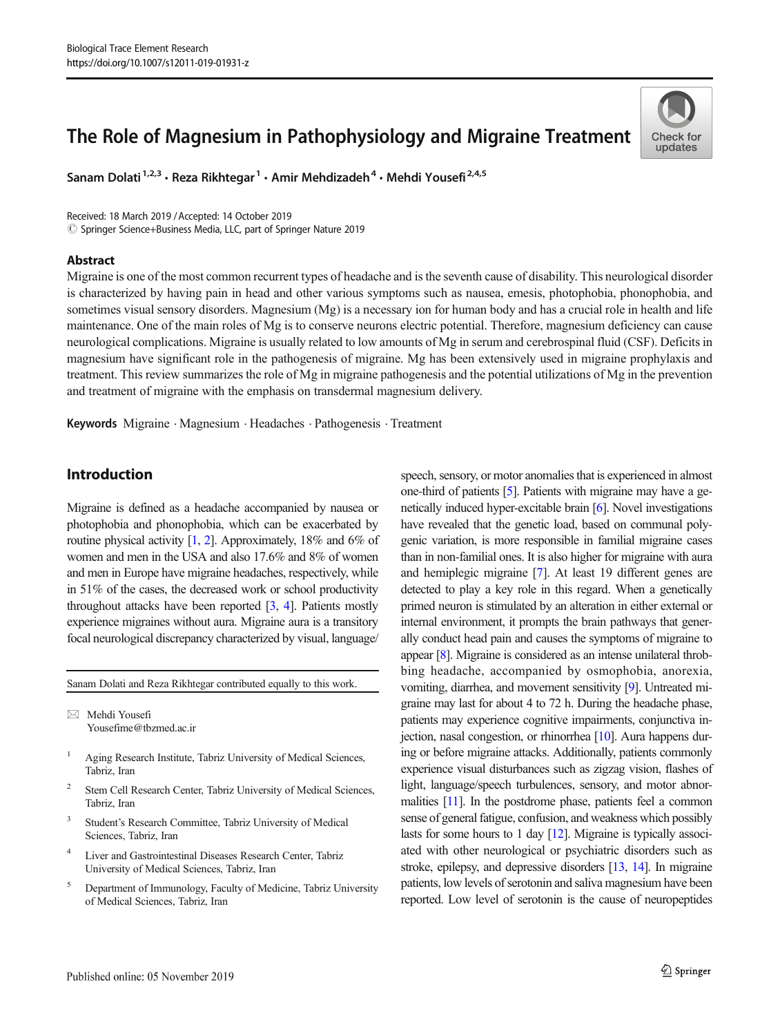# The Role of Magnesium in Pathophysiology and Migraine Treatment

Sanam Dolati[1,2,3] · Reza Rikhtegar[1] · Amir Mehdizadeh[4] · Mehdi Yousefi[2,4,5]

Received: 18 March 2019 / Accepted: 14 October 2019
© Springer Science+Business Media, LLC, part of Springer Nature 2019

## Abstract

Migraine is one of the most common recurrent types of headache and is the seventh cause of disability. This neurological disorder is characterized by having pain in head and other various symptoms such as nausea, emesis, photophobia, phonophobia, and sometimes visual sensory disorders. Magnesium (Mg) is a necessary ion for human body and has a crucial role in health and life maintenance. One of the main roles of Mg is to conserve neurons electric potential. Therefore, magnesium deficiency can cause neurological complications. Migraine is usually related to low amounts of Mg in serum and cerebrospinal fluid (CSF). Deficits in magnesium have significant role in the pathogenesis of migraine. Mg has been extensively used in migraine prophylaxis and treatment. This review summarizes the role of Mg in migraine pathogenesis and the potential utilizations of Mg in the prevention and treatment of migraine with the emphasis on transdermal magnesium delivery.

**Keywords** Migraine · Magnesium · Headaches · Pathogenesis · Treatment

## Introduction

Migraine is defined as a headache accompanied by nausea or photophobia and phonophobia, which can be exacerbated by routine physical activity [1, 2]. Approximately, 18% and 6% of women and men in the USA and also 17.6% and 8% of women and men in Europe have migraine headaches, respectively, while in 51% of the cases, the decreased work or school productivity throughout attacks have been reported [3, 4]. Patients mostly experience migraines without aura. Migraine aura is a transitory focal neurological discrepancy characterized by visual, language/speech, sensory, or motor anomalies that is experienced in almost one-third of patients [5]. Patients with migraine may have a genetically induced hyper-excitable brain [6]. Novel investigations have revealed that the genetic load, based on communal polygenic variation, is more responsible in familial migraine cases than in non-familial ones. It is also higher for migraine with aura and hemiplegic migraine [7]. At least 19 different genes are detected to play a key role in this regard. When a genetically primed neuron is stimulated by an alteration in either external or internal environment, it prompts the brain pathways that generally conduct head pain and causes the symptoms of migraine to appear [8]. Migraine is considered as an intense unilateral throbbing headache, accompanied by osmophobia, anorexia, vomiting, diarrhea, and movement sensitivity [9]. Untreated migraine may last for about 4 to 72 h. During the headache phase, patients may experience cognitive impairments, conjunctiva injection, nasal congestion, or rhinorrhea [10]. Aura happens during or before migraine attacks. Additionally, patients commonly experience visual disturbances such as zigzag vision, flashes of light, language/speech turbulences, sensory, and motor abnormalities [11]. In the postdrome phase, patients feel a common sense of general fatigue, confusion, and weakness which possibly lasts for some hours to 1 day [12]. Migraine is typically associated with other neurological or psychiatric disorders such as stroke, epilepsy, and depressive disorders [13, 14]. In migraine patients, low levels of serotonin and saliva magnesium have been reported. Low level of serotonin is the cause of neuropeptides

---

Sanam Dolati and Reza Rikhtegar contributed equally to this work.

✉ Mehdi Yousefi
Yousefime@tbzmed.ac.ir

[1] Aging Research Institute, Tabriz University of Medical Sciences, Tabriz, Iran

[2] Stem Cell Research Center, Tabriz University of Medical Sciences, Tabriz, Iran

[3] Student's Research Committee, Tabriz University of Medical Sciences, Tabriz, Iran

[4] Liver and Gastrointestinal Diseases Research Center, Tabriz University of Medical Sciences, Tabriz, Iran

[5] Department of Immunology, Faculty of Medicine, Tabriz University of Medical Sciences, Tabriz, Iran

Published online: 05 November 2019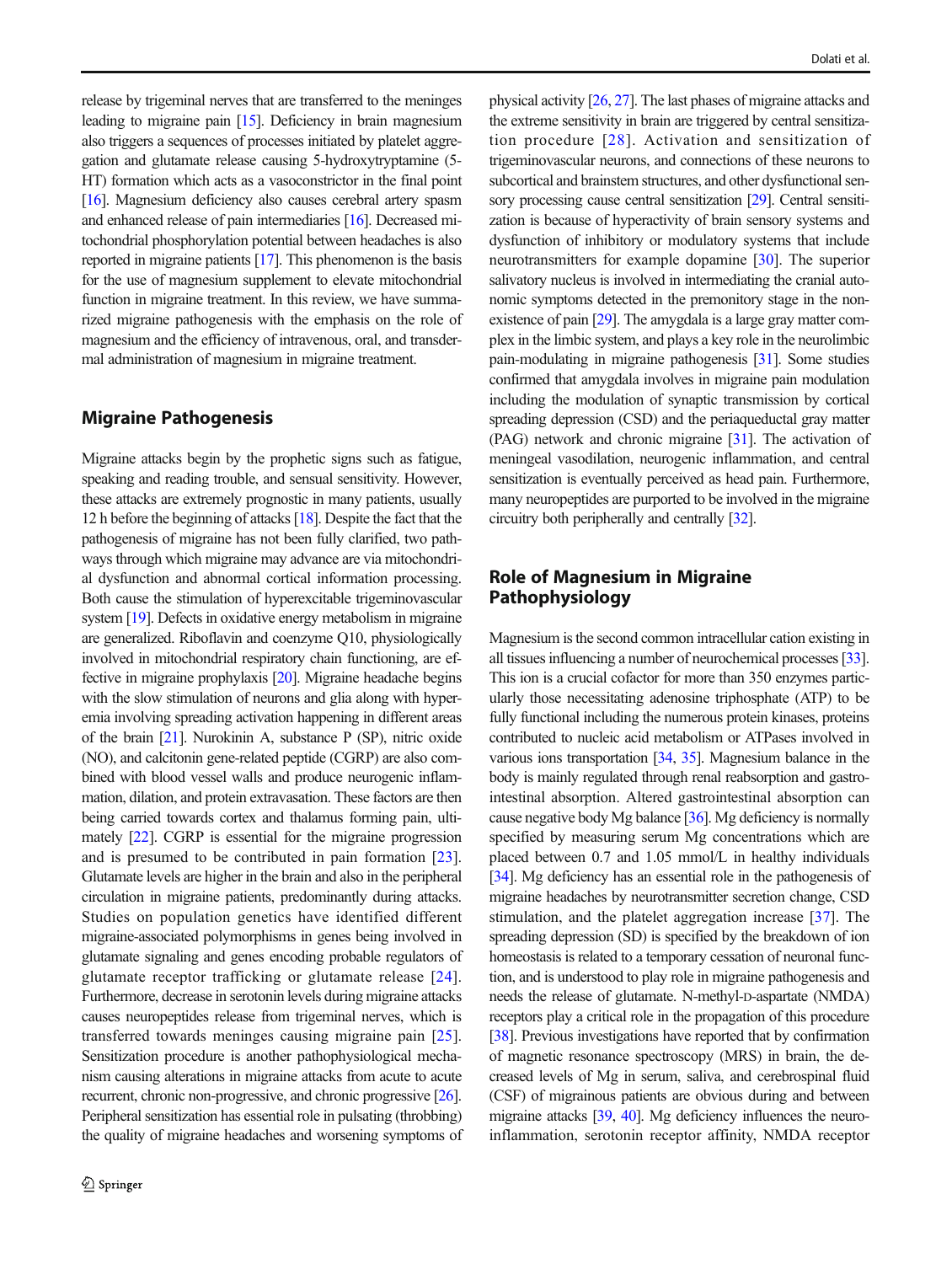release by trigeminal nerves that are transferred to the meninges leading to migraine pain [15]. Deficiency in brain magnesium also triggers a sequences of processes initiated by platelet aggregation and glutamate release causing 5-hydroxytryptamine (5-HT) formation which acts as a vasoconstrictor in the final point [16]. Magnesium deficiency also causes cerebral artery spasm and enhanced release of pain intermediaries [16]. Decreased mitochondrial phosphorylation potential between headaches is also reported in migraine patients [17]. This phenomenon is the basis for the use of magnesium supplement to elevate mitochondrial function in migraine treatment. In this review, we have summarized migraine pathogenesis with the emphasis on the role of magnesium and the efficiency of intravenous, oral, and transdermal administration of magnesium in migraine treatment.

## Migraine Pathogenesis

Migraine attacks begin by the prophetic signs such as fatigue, speaking and reading trouble, and sensual sensitivity. However, these attacks are extremely prognostic in many patients, usually 12 h before the beginning of attacks [18]. Despite the fact that the pathogenesis of migraine has not been fully clarified, two pathways through which migraine may advance are via mitochondrial dysfunction and abnormal cortical information processing. Both cause the stimulation of hyperexcitable trigeminovascular system [19]. Defects in oxidative energy metabolism in migraine are generalized. Riboflavin and coenzyme Q10, physiologically involved in mitochondrial respiratory chain functioning, are effective in migraine prophylaxis [20]. Migraine headache begins with the slow stimulation of neurons and glia along with hyperemia involving spreading activation happening in different areas of the brain [21]. Nurokinin A, substance P (SP), nitric oxide (NO), and calcitonin gene-related peptide (CGRP) are also combined with blood vessel walls and produce neurogenic inflammation, dilation, and protein extravasation. These factors are then being carried towards cortex and thalamus forming pain, ultimately [22]. CGRP is essential for the migraine progression and is presumed to be contributed in pain formation [23]. Glutamate levels are higher in the brain and also in the peripheral circulation in migraine patients, predominantly during attacks. Studies on population genetics have identified different migraine-associated polymorphisms in genes being involved in glutamate signaling and genes encoding probable regulators of glutamate receptor trafficking or glutamate release [24]. Furthermore, decrease in serotonin levels during migraine attacks causes neuropeptides release from trigeminal nerves, which is transferred towards meninges causing migraine pain [25]. Sensitization procedure is another pathophysiological mechanism causing alterations in migraine attacks from acute to acute recurrent, chronic non-progressive, and chronic progressive [26]. Peripheral sensitization has essential role in pulsating (throbbing) the quality of migraine headaches and worsening symptoms of physical activity [26, 27]. The last phases of migraine attacks and the extreme sensitivity in brain are triggered by central sensitization procedure [28]. Activation and sensitization of trigeminovascular neurons, and connections of these neurons to subcortical and brainstem structures, and other dysfunctional sensory processing cause central sensitization [29]. Central sensitization is because of hyperactivity of brain sensory systems and dysfunction of inhibitory or modulatory systems that include neurotransmitters for example dopamine [30]. The superior salivatory nucleus is involved in intermediating the cranial autonomic symptoms detected in the premonitory stage in the nonexistence of pain [29]. The amygdala is a large gray matter complex in the limbic system, and plays a key role in the neurolimbic pain-modulating in migraine pathogenesis [31]. Some studies confirmed that amygdala involves in migraine pain modulation including the modulation of synaptic transmission by cortical spreading depression (CSD) and the periaqueductal gray matter (PAG) network and chronic migraine [31]. The activation of meningeal vasodilation, neurogenic inflammation, and central sensitization is eventually perceived as head pain. Furthermore, many neuropeptides are purported to be involved in the migraine circuitry both peripherally and centrally [32].

## Role of Magnesium in Migraine Pathophysiology

Magnesium is the second common intracellular cation existing in all tissues influencing a number of neurochemical processes [33]. This ion is a crucial cofactor for more than 350 enzymes particularly those necessitating adenosine triphosphate (ATP) to be fully functional including the numerous protein kinases, proteins contributed to nucleic acid metabolism or ATPases involved in various ions transportation [34, 35]. Magnesium balance in the body is mainly regulated through renal reabsorption and gastrointestinal absorption. Altered gastrointestinal absorption can cause negative body Mg balance [36]. Mg deficiency is normally specified by measuring serum Mg concentrations which are placed between 0.7 and 1.05 mmol/L in healthy individuals [34]. Mg deficiency has an essential role in the pathogenesis of migraine headaches by neurotransmitter secretion change, CSD stimulation, and the platelet aggregation increase [37]. The spreading depression (SD) is specified by the breakdown of ion homeostasis is related to a temporary cessation of neuronal function, and is understood to play role in migraine pathogenesis and needs the release of glutamate. N-methyl-D-aspartate (NMDA) receptors play a critical role in the propagation of this procedure [38]. Previous investigations have reported that by confirmation of magnetic resonance spectroscopy (MRS) in brain, the decreased levels of Mg in serum, saliva, and cerebrospinal fluid (CSF) of migrainous patients are obvious during and between migraine attacks [39, 40]. Mg deficiency influences the neuroinflammation, serotonin receptor affinity, NMDA receptor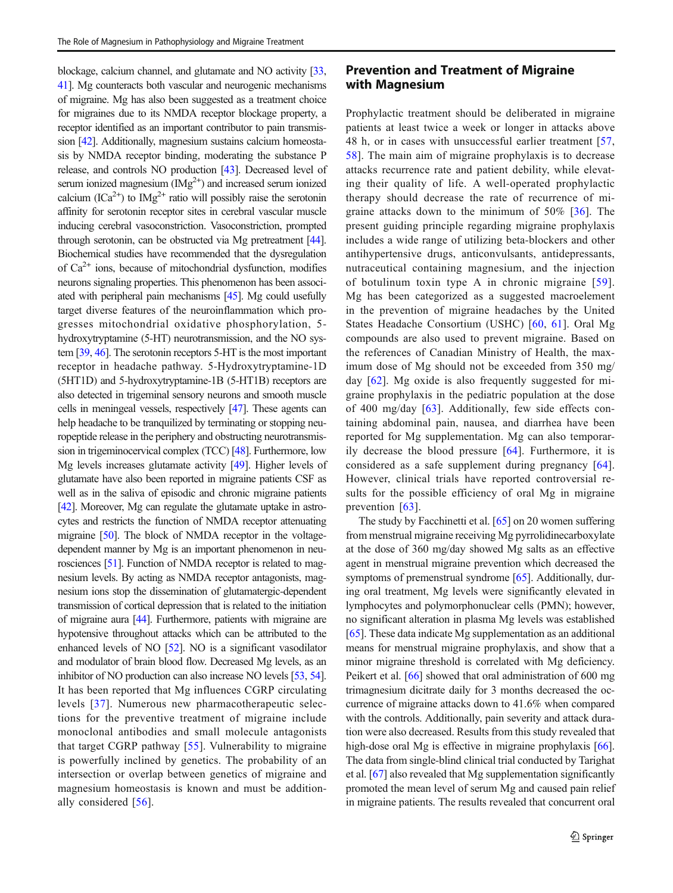blockage, calcium channel, and glutamate and NO activity [33, 41]. Mg counteracts both vascular and neurogenic mechanisms of migraine. Mg has also been suggested as a treatment choice for migraines due to its NMDA receptor blockage property, a receptor identified as an important contributor to pain transmission [42]. Additionally, magnesium sustains calcium homeostasis by NMDA receptor binding, moderating the substance P release, and controls NO production [43]. Decreased level of serum ionized magnesium ($IMg^{2+}$) and increased serum ionized calcium ($ICa^{2+}$) to $IMg^{2+}$ ratio will possibly raise the serotonin affinity for serotonin receptor sites in cerebral vascular muscle inducing cerebral vasoconstriction. Vasoconstriction, prompted through serotonin, can be obstructed via Mg pretreatment [44]. Biochemical studies have recommended that the dysregulation of $Ca^{2+}$ ions, because of mitochondrial dysfunction, modifies neurons signaling properties. This phenomenon has been associated with peripheral pain mechanisms [45]. Mg could usefully target diverse features of the neuroinflammation which progresses mitochondrial oxidative phosphorylation, 5-hydroxytryptamine (5-HT) neurotransmission, and the NO system [39, 46]. The serotonin receptors 5-HT is the most important receptor in headache pathway. 5-Hydroxytryptamine-1D (5HT1D) and 5-hydroxytryptamine-1B (5-HT1B) receptors are also detected in trigeminal sensory neurons and smooth muscle cells in meningeal vessels, respectively [47]. These agents can help headache to be tranquilized by terminating or stopping neuropeptide release in the periphery and obstructing neurotransmission in trigeminocervical complex (TCC) [48]. Furthermore, low Mg levels increases glutamate activity [49]. Higher levels of glutamate have also been reported in migraine patients CSF as well as in the saliva of episodic and chronic migraine patients [42]. Moreover, Mg can regulate the glutamate uptake in astrocytes and restricts the function of NMDA receptor attenuating migraine [50]. The block of NMDA receptor in the voltage-dependent manner by Mg is an important phenomenon in neurosciences [51]. Function of NMDA receptor is related to magnesium levels. By acting as NMDA receptor antagonists, magnesium ions stop the dissemination of glutamatergic-dependent transmission of cortical depression that is related to the initiation of migraine aura [44]. Furthermore, patients with migraine are hypotensive throughout attacks which can be attributed to the enhanced levels of NO [52]. NO is a significant vasodilator and modulator of brain blood flow. Decreased Mg levels, as an inhibitor of NO production can also increase NO levels [53, 54]. It has been reported that Mg influences CGRP circulating levels [37]. Numerous new pharmacotherapeutic selections for the preventive treatment of migraine include monoclonal antibodies and small molecule antagonists that target CGRP pathway [55]. Vulnerability to migraine is powerfully inclined by genetics. The probability of an intersection or overlap between genetics of migraine and magnesium homeostasis is known and must be additionally considered [56].

## Prevention and Treatment of Migraine with Magnesium

Prophylactic treatment should be deliberated in migraine patients at least twice a week or longer in attacks above 48 h, or in cases with unsuccessful earlier treatment [57, 58]. The main aim of migraine prophylaxis is to decrease attacks recurrence rate and patient debility, while elevating their quality of life. A well-operated prophylactic therapy should decrease the rate of recurrence of migraine attacks down to the minimum of 50% [36]. The present guiding principle regarding migraine prophylaxis includes a wide range of utilizing beta-blockers and other antihypertensive drugs, anticonvulsants, antidepressants, nutraceutical containing magnesium, and the injection of botulinum toxin type A in chronic migraine [59]. Mg has been categorized as a suggested macroelement in the prevention of migraine headaches by the United States Headache Consortium (USHC) [60, 61]. Oral Mg compounds are also used to prevent migraine. Based on the references of Canadian Ministry of Health, the maximum dose of Mg should not be exceeded from 350 mg/day [62]. Mg oxide is also frequently suggested for migraine prophylaxis in the pediatric population at the dose of 400 mg/day [63]. Additionally, few side effects containing abdominal pain, nausea, and diarrhea have been reported for Mg supplementation. Mg can also temporarily decrease the blood pressure [64]. Furthermore, it is considered as a safe supplement during pregnancy [64]. However, clinical trials have reported controversial results for the possible efficiency of oral Mg in migraine prevention [63].

The study by Facchinetti et al. [65] on 20 women suffering from menstrual migraine receiving Mg pyrrolidinecarboxylate at the dose of 360 mg/day showed Mg salts as an effective agent in menstrual migraine prevention which decreased the symptoms of premenstrual syndrome [65]. Additionally, during oral treatment, Mg levels were significantly elevated in lymphocytes and polymorphonuclear cells (PMN); however, no significant alteration in plasma Mg levels was established [65]. These data indicate Mg supplementation as an additional means for menstrual migraine prophylaxis, and show that a minor migraine threshold is correlated with Mg deficiency. Peikert et al. [66] showed that oral administration of 600 mg trimagnesium dicitrate daily for 3 months decreased the occurrence of migraine attacks down to 41.6% when compared with the controls. Additionally, pain severity and attack duration were also decreased. Results from this study revealed that high-dose oral Mg is effective in migraine prophylaxis [66]. The data from single-blind clinical trial conducted by Tarighat et al. [67] also revealed that Mg supplementation significantly promoted the mean level of serum Mg and caused pain relief in migraine patients. The results revealed that concurrent oral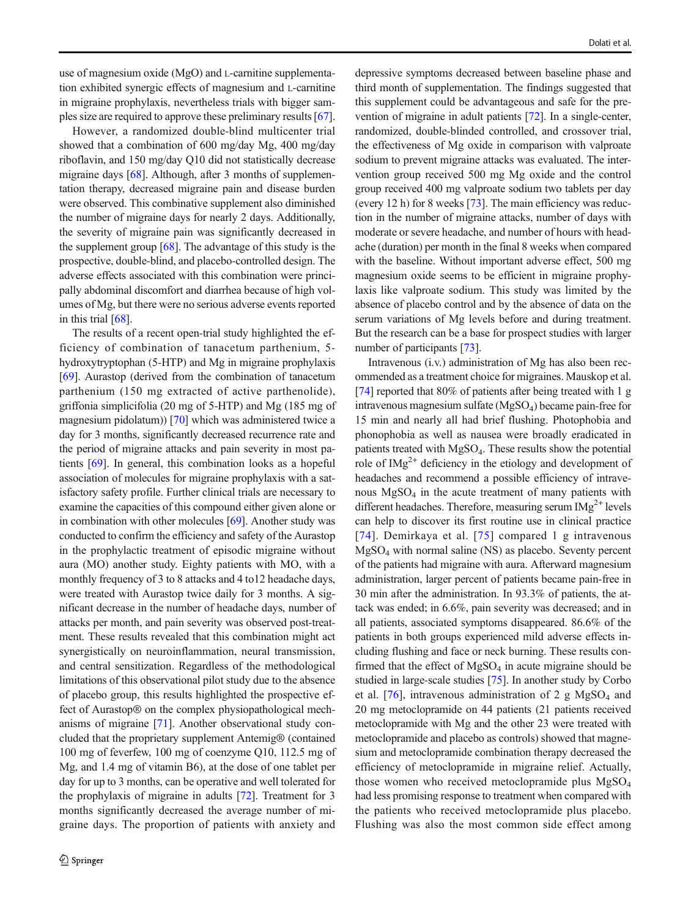use of magnesium oxide (MgO) and L-carnitine supplementation exhibited synergic effects of magnesium and L-carnitine in migraine prophylaxis, nevertheless trials with bigger samples size are required to approve these preliminary results [67].

However, a randomized double-blind multicenter trial showed that a combination of 600 mg/day Mg, 400 mg/day riboflavin, and 150 mg/day Q10 did not statistically decrease migraine days [68]. Although, after 3 months of supplementation therapy, decreased migraine pain and disease burden were observed. This combinative supplement also diminished the number of migraine days for nearly 2 days. Additionally, the severity of migraine pain was significantly decreased in the supplement group [68]. The advantage of this study is the prospective, double-blind, and placebo-controlled design. The adverse effects associated with this combination were principally abdominal discomfort and diarrhea because of high volumes of Mg, but there were no serious adverse events reported in this trial [68].

The results of a recent open-trial study highlighted the efficiency of combination of tanacetum parthenium, 5-hydroxytryptophan (5-HTP) and Mg in migraine prophylaxis [69]. Aurastop (derived from the combination of tanacetum parthenium (150 mg extracted of active parthenolide), griffonia simplicifolia (20 mg of 5-HTP) and Mg (185 mg of magnesium pidolatum)) [70] which was administered twice a day for 3 months, significantly decreased recurrence rate and the period of migraine attacks and pain severity in most patients [69]. In general, this combination looks as a hopeful association of molecules for migraine prophylaxis with a satisfactory safety profile. Further clinical trials are necessary to examine the capacities of this compound either given alone or in combination with other molecules [69]. Another study was conducted to confirm the efficiency and safety of the Aurastop in the prophylactic treatment of episodic migraine without aura (MO) another study. Eighty patients with MO, with a monthly frequency of 3 to 8 attacks and 4 to12 headache days, were treated with Aurastop twice daily for 3 months. A significant decrease in the number of headache days, number of attacks per month, and pain severity was observed post-treatment. These results revealed that this combination might act synergistically on neuroinflammation, neural transmission, and central sensitization. Regardless of the methodological limitations of this observational pilot study due to the absence of placebo group, this results highlighted the prospective effect of Aurastop® on the complex physiopathological mechanisms of migraine [71]. Another observational study concluded that the proprietary supplement Antemig® (contained 100 mg of feverfew, 100 mg of coenzyme Q10, 112.5 mg of Mg, and 1.4 mg of vitamin B6), at the dose of one tablet per day for up to 3 months, can be operative and well tolerated for the prophylaxis of migraine in adults [72]. Treatment for 3 months significantly decreased the average number of migraine days. The proportion of patients with anxiety and depressive symptoms decreased between baseline phase and third month of supplementation. The findings suggested that this supplement could be advantageous and safe for the prevention of migraine in adult patients [72]. In a single-center, randomized, double-blinded controlled, and crossover trial, the effectiveness of Mg oxide in comparison with valproate sodium to prevent migraine attacks was evaluated. The intervention group received 500 mg Mg oxide and the control group received 400 mg valproate sodium two tablets per day (every 12 h) for 8 weeks [73]. The main efficiency was reduction in the number of migraine attacks, number of days with moderate or severe headache, and number of hours with headache (duration) per month in the final 8 weeks when compared with the baseline. Without important adverse effect, 500 mg magnesium oxide seems to be efficient in migraine prophylaxis like valproate sodium. This study was limited by the absence of placebo control and by the absence of data on the serum variations of Mg levels before and during treatment. But the research can be a base for prospect studies with larger number of participants [73].

Intravenous (i.v.) administration of Mg has also been recommended as a treatment choice for migraines. Mauskop et al. [74] reported that 80% of patients after being treated with 1 g intravenous magnesium sulfate ($MgSO_4$) became pain-free for 15 min and nearly all had brief flushing. Photophobia and phonophobia as well as nausea were broadly eradicated in patients treated with $MgSO_4$. These results show the potential role of $IMg^{2+}$ deficiency in the etiology and development of headaches and recommend a possible efficiency of intravenous $MgSO_4$ in the acute treatment of many patients with different headaches. Therefore, measuring serum $IMg^{2+}$ levels can help to discover its first routine use in clinical practice [74]. Demirkaya et al. [75] compared 1 g intravenous $MgSO_4$ with normal saline (NS) as placebo. Seventy percent of the patients had migraine with aura. Afterward magnesium administration, larger percent of patients became pain-free in 30 min after the administration. In 93.3% of patients, the attack was ended; in 6.6%, pain severity was decreased; and in all patients, associated symptoms disappeared. 86.6% of the patients in both groups experienced mild adverse effects including flushing and face or neck burning. These results confirmed that the effect of $MgSO_4$ in acute migraine should be studied in large-scale studies [75]. In another study by Corbo et al. [76], intravenous administration of 2 g $MgSO_4$ and 20 mg metoclopramide on 44 patients (21 patients received metoclopramide with Mg and the other 23 were treated with metoclopramide and placebo as controls) showed that magnesium and metoclopramide combination therapy decreased the efficiency of metoclopramide in migraine relief. Actually, those women who received metoclopramide plus $MgSO_4$ had less promising response to treatment when compared with the patients who received metoclopramide plus placebo. Flushing was also the most common side effect among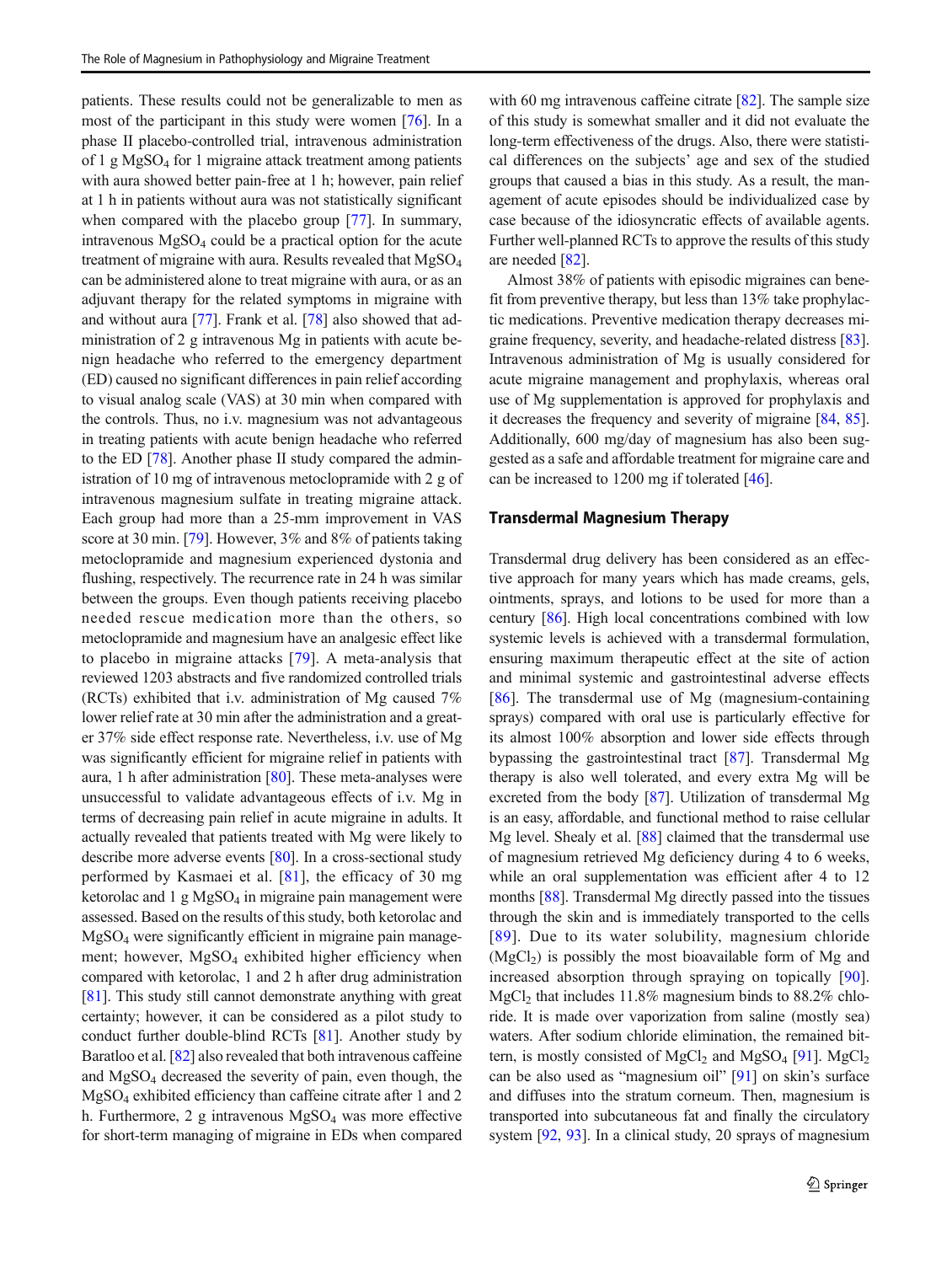patients. These results could not be generalizable to men as most of the participant in this study were women [76]. In a phase II placebo-controlled trial, intravenous administration of 1 g $MgSO_4$ for 1 migraine attack treatment among patients with aura showed better pain-free at 1 h; however, pain relief at 1 h in patients without aura was not statistically significant when compared with the placebo group [77]. In summary, intravenous $MgSO_4$ could be a practical option for the acute treatment of migraine with aura. Results revealed that $MgSO_4$ can be administered alone to treat migraine with aura, or as an adjuvant therapy for the related symptoms in migraine with and without aura [77]. Frank et al. [78] also showed that administration of 2 g intravenous Mg in patients with acute benign headache who referred to the emergency department (ED) caused no significant differences in pain relief according to visual analog scale (VAS) at 30 min when compared with the controls. Thus, no i.v. magnesium was not advantageous in treating patients with acute benign headache who referred to the ED [78]. Another phase II study compared the administration of 10 mg of intravenous metoclopramide with 2 g of intravenous magnesium sulfate in treating migraine attack. Each group had more than a 25-mm improvement in VAS score at 30 min. [79]. However, 3% and 8% of patients taking metoclopramide and magnesium experienced dystonia and flushing, respectively. The recurrence rate in 24 h was similar between the groups. Even though patients receiving placebo needed rescue medication more than the others, so metoclopramide and magnesium have an analgesic effect like to placebo in migraine attacks [79]. A meta-analysis that reviewed 1203 abstracts and five randomized controlled trials (RCTs) exhibited that i.v. administration of Mg caused 7% lower relief rate at 30 min after the administration and a greater 37% side effect response rate. Nevertheless, i.v. use of Mg was significantly efficient for migraine relief in patients with aura, 1 h after administration [80]. These meta-analyses were unsuccessful to validate advantageous effects of i.v. Mg in terms of decreasing pain relief in acute migraine in adults. It actually revealed that patients treated with Mg were likely to describe more adverse events [80]. In a cross-sectional study performed by Kasmaei et al. [81], the efficacy of 30 mg ketorolac and 1 g $MgSO_4$ in migraine pain management were assessed. Based on the results of this study, both ketorolac and $MgSO_4$ were significantly efficient in migraine pain management; however, $MgSO_4$ exhibited higher efficiency when compared with ketorolac, 1 and 2 h after drug administration [81]. This study still cannot demonstrate anything with great certainty; however, it can be considered as a pilot study to conduct further double-blind RCTs [81]. Another study by Baratloo et al. [82] also revealed that both intravenous caffeine and $MgSO_4$ decreased the severity of pain, even though, the $MgSO_4$ exhibited efficiency than caffeine citrate after 1 and 2 h. Furthermore, 2 g intravenous $MgSO_4$ was more effective for short-term managing of migraine in EDs when compared with 60 mg intravenous caffeine citrate [82]. The sample size of this study is somewhat smaller and it did not evaluate the long-term effectiveness of the drugs. Also, there were statistical differences on the subjects' age and sex of the studied groups that caused a bias in this study. As a result, the management of acute episodes should be individualized case by case because of the idiosyncratic effects of available agents. Further well-planned RCTs to approve the results of this study are needed [82].

Almost 38% of patients with episodic migraines can benefit from preventive therapy, but less than 13% take prophylactic medications. Preventive medication therapy decreases migraine frequency, severity, and headache-related distress [83]. Intravenous administration of Mg is usually considered for acute migraine management and prophylaxis, whereas oral use of Mg supplementation is approved for prophylaxis and it decreases the frequency and severity of migraine [84, 85]. Additionally, 600 mg/day of magnesium has also been suggested as a safe and affordable treatment for migraine care and can be increased to 1200 mg if tolerated [46].

## Transdermal Magnesium Therapy

Transdermal drug delivery has been considered as an effective approach for many years which has made creams, gels, ointments, sprays, and lotions to be used for more than a century [86]. High local concentrations combined with low systemic levels is achieved with a transdermal formulation, ensuring maximum therapeutic effect at the site of action and minimal systemic and gastrointestinal adverse effects [86]. The transdermal use of Mg (magnesium-containing sprays) compared with oral use is particularly effective for its almost 100% absorption and lower side effects through bypassing the gastrointestinal tract [87]. Transdermal Mg therapy is also well tolerated, and every extra Mg will be excreted from the body [87]. Utilization of transdermal Mg is an easy, affordable, and functional method to raise cellular Mg level. Shealy et al. [88] claimed that the transdermal use of magnesium retrieved Mg deficiency during 4 to 6 weeks, while an oral supplementation was efficient after 4 to 12 months [88]. Transdermal Mg directly passed into the tissues through the skin and is immediately transported to the cells [89]. Due to its water solubility, magnesium chloride ($MgCl_2$) is possibly the most bioavailable form of Mg and increased absorption through spraying on topically [90]. $MgCl_2$ that includes 11.8% magnesium binds to 88.2% chloride. It is made over vaporization from saline (mostly sea) waters. After sodium chloride elimination, the remained bittern, is mostly consisted of $MgCl_2$ and $MgSO_4$ [91]. $MgCl_2$ can be also used as "magnesium oil" [91] on skin's surface and diffuses into the stratum corneum. Then, magnesium is transported into subcutaneous fat and finally the circulatory system [92, 93]. In a clinical study, 20 sprays of magnesium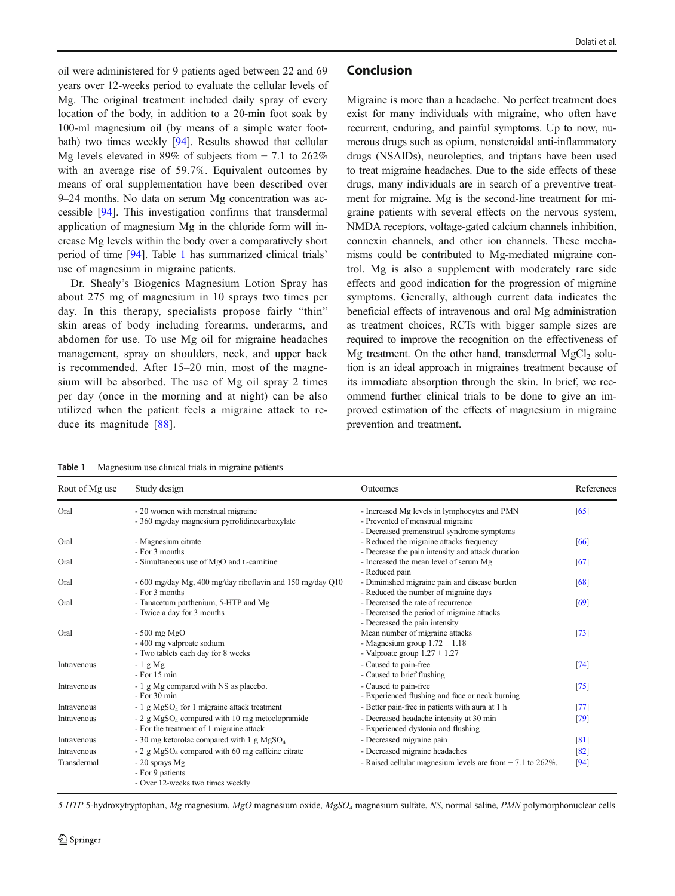oil were administered for 9 patients aged between 22 and 69 years over 12-weeks period to evaluate the cellular levels of Mg. The original treatment included daily spray of every location of the body, in addition to a 20-min foot soak by 100-ml magnesium oil (by means of a simple water foot-bath) two times weekly [94]. Results showed that cellular Mg levels elevated in 89% of subjects from − 7.1 to 262% with an average rise of 59.7%. Equivalent outcomes by means of oral supplementation have been described over 9–24 months. No data on serum Mg concentration was accessible [94]. This investigation confirms that transdermal application of magnesium Mg in the chloride form will increase Mg levels within the body over a comparatively short period of time [94]. Table 1 has summarized clinical trials' use of magnesium in migraine patients.

Dr. Shealy's Biogenics Magnesium Lotion Spray has about 275 mg of magnesium in 10 sprays two times per day. In this therapy, specialists propose fairly "thin" skin areas of body including forearms, underarms, and abdomen for use. To use Mg oil for migraine headaches management, spray on shoulders, neck, and upper back is recommended. After 15–20 min, most of the magnesium will be absorbed. The use of Mg oil spray 2 times per day (once in the morning and at night) can be also utilized when the patient feels a migraine attack to reduce its magnitude [88].

## Conclusion

Migraine is more than a headache. No perfect treatment does exist for many individuals with migraine, who often have recurrent, enduring, and painful symptoms. Up to now, numerous drugs such as opium, nonsteroidal anti-inflammatory drugs (NSAIDs), neuroleptics, and triptans have been used to treat migraine headaches. Due to the side effects of these drugs, many individuals are in search of a preventive treatment for migraine. Mg is the second-line treatment for migraine patients with several effects on the nervous system, NMDA receptors, voltage-gated calcium channels inhibition, connexin channels, and other ion channels. These mechanisms could be contributed to Mg-mediated migraine control. Mg is also a supplement with moderately rare side effects and good indication for the progression of migraine symptoms. Generally, although current data indicates the beneficial effects of intravenous and oral Mg administration as treatment choices, RCTs with bigger sample sizes are required to improve the recognition on the effectiveness of Mg treatment. On the other hand, transdermal $MgCl_2$ solution is an ideal approach in migraines treatment because of its immediate absorption through the skin. In brief, we recommend further clinical trials to be done to give an improved estimation of the effects of magnesium in migraine prevention and treatment.

**Table 1** Magnesium use clinical trials in migraine patients

| Rout of Mg use | Study design | Outcomes | References |
|---|---|---|---|
| Oral | - 20 women with menstrual migraine<br>- 360 mg/day magnesium pyrrolidinecarboxylate | - Increased Mg levels in lymphocytes and PMN<br>- Prevented of menstrual migraine<br>- Decreased premenstrual syndrome symptoms | [65] |
| Oral | - Magnesium citrate<br>- For 3 months | - Reduced the migraine attacks frequency<br>- Decrease the pain intensity and attack duration | [66] |
| Oral | - Simultaneous use of MgO and L-carnitine | - Increased the mean level of serum Mg<br>- Reduced pain | [67] |
| Oral | - 600 mg/day Mg, 400 mg/day riboflavin and 150 mg/day Q10<br>- For 3 months | - Diminished migraine pain and disease burden<br>- Reduced the number of migraine days | [68] |
| Oral | - Tanacetum parthenium, 5-HTP and Mg<br>- Twice a day for 3 months | - Decreased the rate of recurrence<br>- Decreased the period of migraine attacks<br>- Decreased the pain intensity | [69] |
| Oral | - 500 mg MgO<br>- 400 mg valproate sodium<br>- Two tablets each day for 8 weeks | Mean number of migraine attacks<br>- Magnesium group 1.72 ± 1.18<br>- Valproate group 1.27 ± 1.27 | [73] |
| Intravenous | - 1 g Mg<br>- For 15 min | - Caused to pain-free<br>- Caused to brief flushing | [74] |
| Intravenous | - 1 g Mg compared with NS as placebo.<br>- For 30 min | - Caused to pain-free<br>- Experienced flushing and face or neck burning | [75] |
| Intravenous | - 1 g $MgSO_4$ for 1 migraine attack treatment | - Better pain-free in patients with aura at 1 h | [77] |
| Intravenous | - 2 g $MgSO_4$ compared with 10 mg metoclopramide<br>- For the treatment of 1 migraine attack | - Decreased headache intensity at 30 min<br>- Experienced dystonia and flushing | [79] |
| Intravenous | - 30 mg ketorolac compared with 1 g $MgSO_4$ | - Decreased migraine pain | [81] |
| Intravenous | - 2 g $MgSO_4$ compared with 60 mg caffeine citrate | - Decreased migraine headaches | [82] |
| Transdermal | - 20 sprays Mg<br>- For 9 patients<br>- Over 12-weeks two times weekly | - Raised cellular magnesium levels are from − 7.1 to 262%. | [94] |

*5-HTP* 5-hydroxytryptophan, *Mg* magnesium, *MgO* magnesium oxide, *$MgSO_4$* magnesium sulfate, *NS*, normal saline, *PMN* polymorphonuclear cells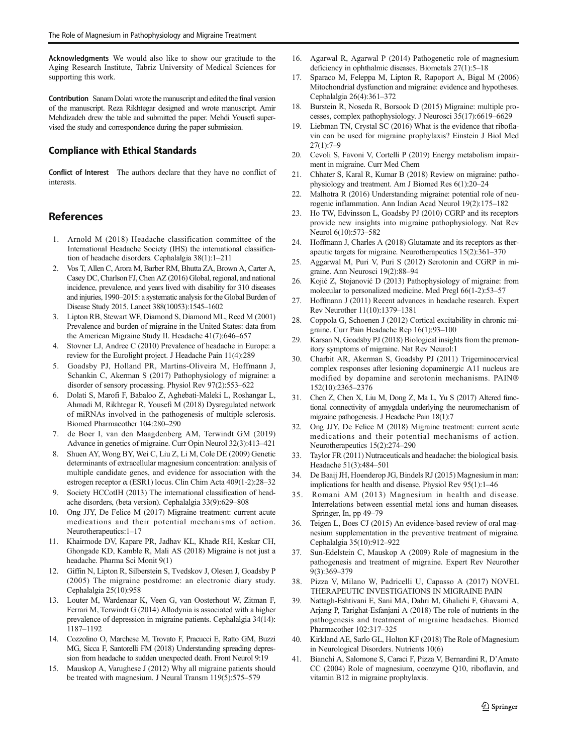**Acknowledgments** We would also like to show our gratitude to the Aging Research Institute, Tabriz University of Medical Sciences for supporting this work.

**Contribution** Sanam Dolati wrote the manuscript and edited the final version of the manuscript. Reza Rikhtegar designed and wrote manuscript. Amir Mehdizadeh drew the table and submitted the paper. Mehdi Yousefi supervised the study and correspondence during the paper submission.

## Compliance with Ethical Standards

**Conflict of Interest** The authors declare that they have no conflict of interests.

## References

1. Arnold M (2018) Headache classification committee of the International Headache Society (IHS) the international classification of headache disorders. Cephalalgia 38(1):1–211
2. Vos T, Allen C, Arora M, Barber RM, Bhutta ZA, Brown A, Carter A, Casey DC, Charlson FJ, Chen AZ (2016) Global, regional, and national incidence, prevalence, and years lived with disability for 310 diseases and injuries, 1990–2015: a systematic analysis for the Global Burden of Disease Study 2015. Lancet 388(10053):1545–1602
3. Lipton RB, Stewart WF, Diamond S, Diamond ML, Reed M (2001) Prevalence and burden of migraine in the United States: data from the American Migraine Study II. Headache 41(7):646–657
4. Stovner LJ, Andree C (2010) Prevalence of headache in Europe: a review for the Eurolight project. J Headache Pain 11(4):289
5. Goadsby PJ, Holland PR, Martins-Oliveira M, Hoffmann J, Schankin C, Akerman S (2017) Pathophysiology of migraine: a disorder of sensory processing. Physiol Rev 97(2):553–622
6. Dolati S, Marofi F, Babaloo Z, Aghebati-Maleki L, Roshangar L, Ahmadi M, Rikhtegar R, Yousefi M (2018) Dysregulated network of miRNAs involved in the pathogenesis of multiple sclerosis. Biomed Pharmacother 104:280–290
7. de Boer I, van den Maagdenberg AM, Terwindt GM (2019) Advance in genetics of migraine. Curr Opin Neurol 32(3):413–421
8. Shuen AY, Wong BY, Wei C, Liu Z, Li M, Cole DE (2009) Genetic determinants of extracellular magnesium concentration: analysis of multiple candidate genes, and evidence for association with the estrogen receptor α (ESR1) locus. Clin Chim Acta 409(1-2):28–32
9. Society HCCotIH (2013) The international classification of headache disorders, (beta version). Cephalalgia 33(9):629–808
10. Ong JJY, De Felice M (2017) Migraine treatment: current acute medications and their potential mechanisms of action. Neurotherapeutics:1–17
11. Khairmode DV, Kapare PR, Jadhav KL, Khade RH, Keskar CH, Ghongade KD, Kamble R, Mali AS (2018) Migraine is not just a headache. Pharma Sci Monit 9(1)
12. Giffin N, Lipton R, Silberstein S, Tvedskov J, Olesen J, Goadsby P (2005) The migraine postdrome: an electronic diary study. Cephalalgia 25(10):958
13. Louter M, Wardenaar K, Veen G, van Oosterhout W, Zitman F, Ferrari M, Terwindt G (2014) Allodynia is associated with a higher prevalence of depression in migraine patients. Cephalalgia 34(14): 1187–1192
14. Cozzolino O, Marchese M, Trovato F, Pracucci E, Ratto GM, Buzzi MG, Sicca F, Santorelli FM (2018) Understanding spreading depression from headache to sudden unexpected death. Front Neurol 9:19
15. Mauskop A, Varughese J (2012) Why all migraine patients should be treated with magnesium. J Neural Transm 119(5):575–579
16. Agarwal R, Agarwal P (2014) Pathogenetic role of magnesium deficiency in ophthalmic diseases. Biometals 27(1):5–18
17. Sparaco M, Feleppa M, Lipton R, Rapoport A, Bigal M (2006) Mitochondrial dysfunction and migraine: evidence and hypotheses. Cephalalgia 26(4):361–372
18. Burstein R, Noseda R, Borsook D (2015) Migraine: multiple processes, complex pathophysiology. J Neurosci 35(17):6619–6629
19. Liebman TN, Crystal SC (2016) What is the evidence that riboflavin can be used for migraine prophylaxis? Einstein J Biol Med 27(1):7–9
20. Cevoli S, Favoni V, Cortelli P (2019) Energy metabolism impairment in migraine. Curr Med Chem
21. Chhater S, Karal R, Kumar B (2018) Review on migraine: pathophysiology and treatment. Am J Biomed Res 6(1):20–24
22. Malhotra R (2016) Understanding migraine: potential role of neurogenic inflammation. Ann Indian Acad Neurol 19(2):175–182
23. Ho TW, Edvinsson L, Goadsby PJ (2010) CGRP and its receptors provide new insights into migraine pathophysiology. Nat Rev Neurol 6(10):573–582
24. Hoffmann J, Charles A (2018) Glutamate and its receptors as therapeutic targets for migraine. Neurotherapeutics 15(2):361–370
25. Aggarwal M, Puri V, Puri S (2012) Serotonin and CGRP in migraine. Ann Neurosci 19(2):88–94
26. Kojić Z, Stojanović D (2013) Pathophysiology of migraine: from molecular to personalized medicine. Med Pregl 66(1-2):53–57
27. Hoffmann J (2011) Recent advances in headache research. Expert Rev Neurother 11(10):1379–1381
28. Coppola G, Schoenen J (2012) Cortical excitability in chronic migraine. Curr Pain Headache Rep 16(1):93–100
29. Karsan N, Goadsby PJ (2018) Biological insights from the premonitory symptoms of migraine. Nat Rev Neurol:1
30. Charbit AR, Akerman S, Goadsby PJ (2011) Trigeminocervical complex responses after lesioning dopaminergic A11 nucleus are modified by dopamine and serotonin mechanisms. PAIN® 152(10):2365–2376
31. Chen Z, Chen X, Liu M, Dong Z, Ma L, Yu S (2017) Altered functional connectivity of amygdala underlying the neuromechanism of migraine pathogenesis. J Headache Pain 18(1):7
32. Ong JJY, De Felice M (2018) Migraine treatment: current acute medications and their potential mechanisms of action. Neurotherapeutics 15(2):274–290
33. Taylor FR (2011) Nutraceuticals and headache: the biological basis. Headache 51(3):484–501
34. De Baaij JH, Hoenderop JG, Bindels RJ (2015) Magnesium in man: implications for health and disease. Physiol Rev 95(1):1–46
35. Romani AM (2013) Magnesium in health and disease. Interrelations between essential metal ions and human diseases. Springer, In, pp 49–79
36. Teigen L, Boes CJ (2015) An evidence-based review of oral magnesium supplementation in the preventive treatment of migraine. Cephalalgia 35(10):912–922
37. Sun-Edelstein C, Mauskop A (2009) Role of magnesium in the pathogenesis and treatment of migraine. Expert Rev Neurother 9(3):369–379
38. Pizza V, Milano W, Padricelli U, Capasso A (2017) NOVEL THERAPEUTIC INVESTIGATIONS IN MIGRAINE PAIN
39. Nattagh-Eshtivani E, Sani MA, Dahri M, Ghalichi F, Ghavami A, Arjang P, Tarighat-Esfanjani A (2018) The role of nutrients in the pathogenesis and treatment of migraine headaches. Biomed Pharmacother 102:317–325
40. Kirkland AE, Sarlo GL, Holton KF (2018) The Role of Magnesium in Neurological Disorders. Nutrients 10(6)
41. Bianchi A, Salomone S, Caraci F, Pizza V, Bernardini R, D'Amato CC (2004) Role of magnesium, coenzyme Q10, riboflavin, and vitamin B12 in migraine prophylaxis.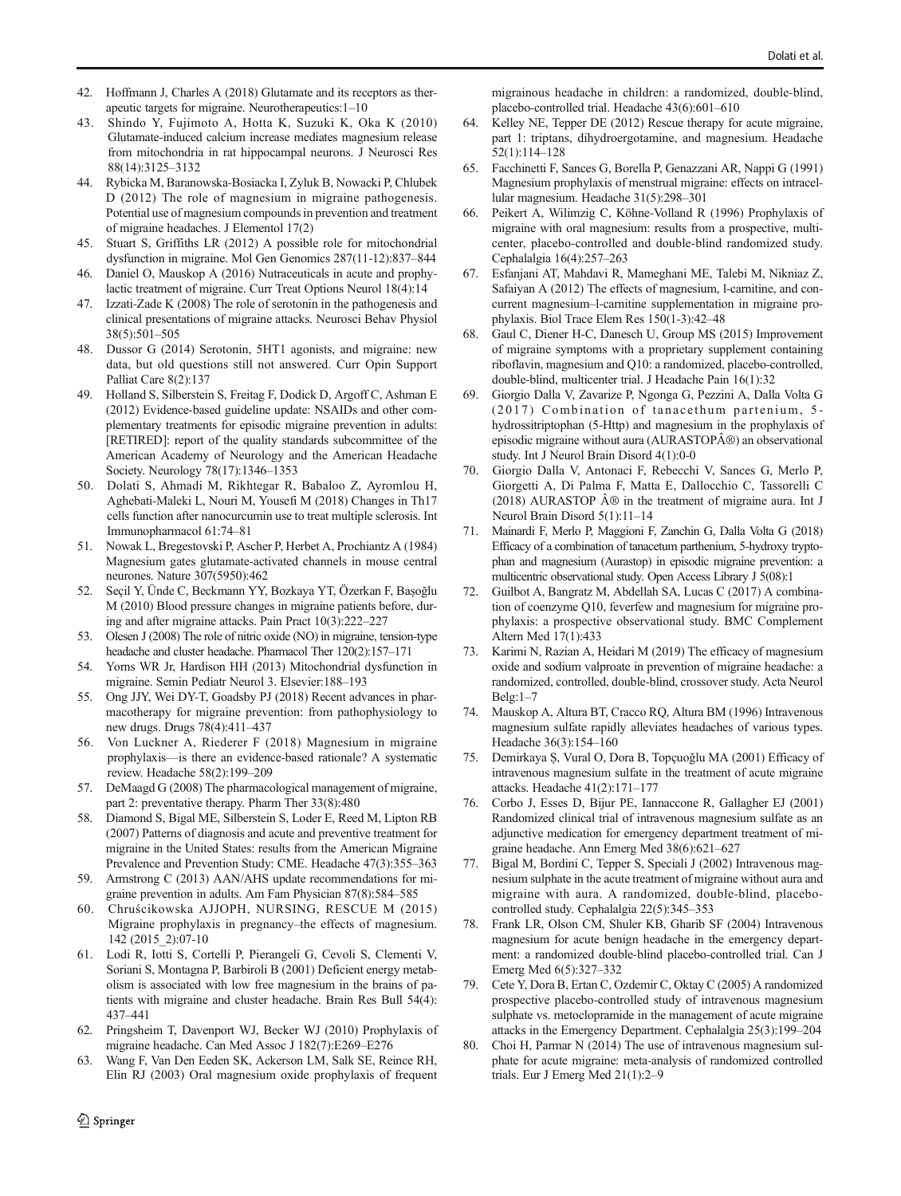42. Hoffmann J, Charles A (2018) Glutamate and its receptors as therapeutic targets for migraine. Neurotherapeutics:1–10
43. Shindo Y, Fujimoto A, Hotta K, Suzuki K, Oka K (2010) Glutamate-induced calcium increase mediates magnesium release from mitochondria in rat hippocampal neurons. J Neurosci Res 88(14):3125–3132
44. Rybicka M, Baranowska-Bosiacka I, Zyluk B, Nowacki P, Chlubek D (2012) The role of magnesium in migraine pathogenesis. Potential use of magnesium compounds in prevention and treatment of migraine headaches. J Elementol 17(2)
45. Stuart S, Griffiths LR (2012) A possible role for mitochondrial dysfunction in migraine. Mol Gen Genomics 287(11-12):837–844
46. Daniel O, Mauskop A (2016) Nutraceuticals in acute and prophylactic treatment of migraine. Curr Treat Options Neurol 18(4):14
47. Izzati-Zade K (2008) The role of serotonin in the pathogenesis and clinical presentations of migraine attacks. Neurosci Behav Physiol 38(5):501–505
48. Dussor G (2014) Serotonin, 5HT1 agonists, and migraine: new data, but old questions still not answered. Curr Opin Support Palliat Care 8(2):137
49. Holland S, Silberstein S, Freitag F, Dodick D, Argoff C, Ashman E (2012) Evidence-based guideline update: NSAIDs and other complementary treatments for episodic migraine prevention in adults: [RETIRED]: report of the quality standards subcommittee of the American Academy of Neurology and the American Headache Society. Neurology 78(17):1346–1353
50. Dolati S, Ahmadi M, Rikhtegar R, Babaloo Z, Ayromlou H, Aghebati-Maleki L, Nouri M, Yousefi M (2018) Changes in Th17 cells function after nanocurcumin use to treat multiple sclerosis. Int Immunopharmacol 61:74–81
51. Nowak L, Bregestovski P, Ascher P, Herbet A, Prochiantz A (1984) Magnesium gates glutamate-activated channels in mouse central neurones. Nature 307(5950):462
52. Seçil Y, Ünde C, Beckmann YY, Bozkaya YT, Özerkan F, Başoğlu M (2010) Blood pressure changes in migraine patients before, during and after migraine attacks. Pain Pract 10(3):222–227
53. Olesen J (2008) The role of nitric oxide (NO) in migraine, tension-type headache and cluster headache. Pharmacol Ther 120(2):157–171
54. Yorns WR Jr, Hardison HH (2013) Mitochondrial dysfunction in migraine. Semin Pediatr Neurol 3. Elsevier:188–193
55. Ong JJY, Wei DY-T, Goadsby PJ (2018) Recent advances in pharmacotherapy for migraine prevention: from pathophysiology to new drugs. Drugs 78(4):411–437
56. Von Luckner A, Riederer F (2018) Magnesium in migraine prophylaxis—is there an evidence-based rationale? A systematic review. Headache 58(2):199–209
57. DeMaagd G (2008) The pharmacological management of migraine, part 2: preventative therapy. Pharm Ther 33(8):480
58. Diamond S, Bigal ME, Silberstein S, Loder E, Reed M, Lipton RB (2007) Patterns of diagnosis and acute and preventive treatment for migraine in the United States: results from the American Migraine Prevalence and Prevention Study: CME. Headache 47(3):355–363
59. Armstrong C (2013) AAN/AHS update recommendations for migraine prevention in adults. Am Fam Physician 87(8):584–585
60. Chruścikowska AJJOPH, NURSING, RESCUE M (2015) Migraine prophylaxis in pregnancy–the effects of magnesium. 142 (2015_2):07-10
61. Lodi R, Iotti S, Cortelli P, Pierangeli G, Cevoli S, Clementi V, Soriani S, Montagna P, Barbiroli B (2001) Deficient energy metabolism is associated with low free magnesium in the brains of patients with migraine and cluster headache. Brain Res Bull 54(4): 437–441
62. Pringsheim T, Davenport WJ, Becker WJ (2010) Prophylaxis of migraine headache. Can Med Assoc J 182(7):E269–E276
63. Wang F, Van Den Eeden SK, Ackerson LM, Salk SE, Reince RH, Elin RJ (2003) Oral magnesium oxide prophylaxis of frequent migrainous headache in children: a randomized, double-blind, placebo-controlled trial. Headache 43(6):601–610
64. Kelley NE, Tepper DE (2012) Rescue therapy for acute migraine, part 1: triptans, dihydroergotamine, and magnesium. Headache 52(1):114–128
65. Facchinetti F, Sances G, Borella P, Genazzani AR, Nappi G (1991) Magnesium prophylaxis of menstrual migraine: effects on intracellular magnesium. Headache 31(5):298–301
66. Peikert A, Wilimzig C, Köhne-Volland R (1996) Prophylaxis of migraine with oral magnesium: results from a prospective, multicenter, placebo-controlled and double-blind randomized study. Cephalalgia 16(4):257–263
67. Esfanjani AT, Mahdavi R, Mameghani ME, Talebi M, Nikniaz Z, Safaiyan A (2012) The effects of magnesium, l-carnitine, and concurrent magnesium–l-carnitine supplementation in migraine prophylaxis. Biol Trace Elem Res 150(1-3):42–48
68. Gaul C, Diener H-C, Danesch U, Group MS (2015) Improvement of migraine symptoms with a proprietary supplement containing riboflavin, magnesium and Q10: a randomized, placebo-controlled, double-blind, multicenter trial. J Headache Pain 16(1):32
69. Giorgio Dalla V, Zavarize P, Ngonga G, Pezzini A, Dalla Volta G (2017) Combination of tanacethum partenium, 5-hydrossitriptophan (5-Http) and magnesium in the prophylaxis of episodic migraine without aura (AURASTOPÂ®) an observational study. Int J Neurol Brain Disord 4(1):0-0
70. Giorgio Dalla V, Antonaci F, Rebecchi V, Sances G, Merlo P, Giorgetti A, Di Palma F, Matta E, Dallocchio C, Tassorelli C (2018) AURASTOP Â® in the treatment of migraine aura. Int J Neurol Brain Disord 5(1):11–14
71. Mainardi F, Merlo P, Maggioni F, Zanchin G, Dalla Volta G (2018) Efficacy of a combination of tanacetum parthenium, 5-hydroxy tryptophan and magnesium (Aurastop) in episodic migraine prevention: a multicentric observational study. Open Access Library J 5(08):1
72. Guilbot A, Bangratz M, Abdellah SA, Lucas C (2017) A combination of coenzyme Q10, feverfew and magnesium for migraine prophylaxis: a prospective observational study. BMC Complement Altern Med 17(1):433
73. Karimi N, Razian A, Heidari M (2019) The efficacy of magnesium oxide and sodium valproate in prevention of migraine headache: a randomized, controlled, double-blind, crossover study. Acta Neurol Belg:1–7
74. Mauskop A, Altura BT, Cracco RQ, Altura BM (1996) Intravenous magnesium sulfate rapidly alleviates headaches of various types. Headache 36(3):154–160
75. Demirkaya Ş, Vural O, Dora B, Topçuoğlu MA (2001) Efficacy of intravenous magnesium sulfate in the treatment of acute migraine attacks. Headache 41(2):171–177
76. Corbo J, Esses D, Bijur PE, Iannaccone R, Gallagher EJ (2001) Randomized clinical trial of intravenous magnesium sulfate as an adjunctive medication for emergency department treatment of migraine headache. Ann Emerg Med 38(6):621–627
77. Bigal M, Bordini C, Tepper S, Speciali J (2002) Intravenous magnesium sulphate in the acute treatment of migraine without aura and migraine with aura. A randomized, double-blind, placebo-controlled study. Cephalalgia 22(5):345–353
78. Frank LR, Olson CM, Shuler KB, Gharib SF (2004) Intravenous magnesium for acute benign headache in the emergency department: a randomized double-blind placebo-controlled trial. Can J Emerg Med 6(5):327–332
79. Cete Y, Dora B, Ertan C, Ozdemir C, Oktay C (2005) A randomized prospective placebo-controlled study of intravenous magnesium sulphate vs. metoclopramide in the management of acute migraine attacks in the Emergency Department. Cephalalgia 25(3):199–204
80. Choi H, Parmar N (2014) The use of intravenous magnesium sulphate for acute migraine: meta-analysis of randomized controlled trials. Eur J Emerg Med 21(1):2–9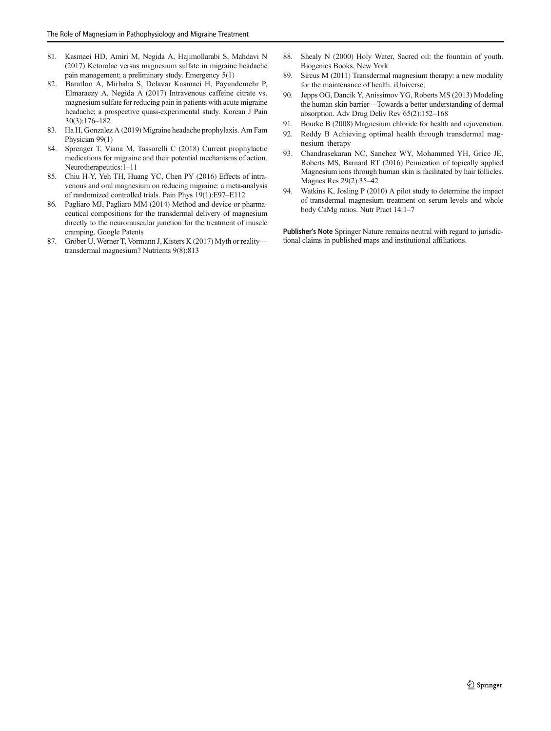81. Kasmaei HD, Amiri M, Negida A, Hajimollarabi S, Mahdavi N (2017) Ketorolac versus magnesium sulfate in migraine headache pain management; a preliminary study. Emergency 5(1)
82. Baratloo A, Mirbaha S, Delavar Kasmaei H, Payandemehr P, Elmaraezy A, Negida A (2017) Intravenous caffeine citrate vs. magnesium sulfate for reducing pain in patients with acute migraine headache; a prospective quasi-experimental study. Korean J Pain 30(3):176–182
83. Ha H, Gonzalez A (2019) Migraine headache prophylaxis. Am Fam Physician 99(1)
84. Sprenger T, Viana M, Tassorelli C (2018) Current prophylactic medications for migraine and their potential mechanisms of action. Neurotherapeutics:1–11
85. Chiu H-Y, Yeh TH, Huang YC, Chen PY (2016) Effects of intravenous and oral magnesium on reducing migraine: a meta-analysis of randomized controlled trials. Pain Phys 19(1):E97–E112
86. Pagliaro MJ, Pagliaro MM (2014) Method and device or pharmaceutical compositions for the transdermal delivery of magnesium directly to the neuromuscular junction for the treatment of muscle cramping. Google Patents
87. Gröber U, Werner T, Vormann J, Kisters K (2017) Myth or reality—transdermal magnesium? Nutrients 9(8):813
88. Shealy N (2000) Holy Water, Sacred oil: the fountain of youth. Biogenics Books, New York
89. Sircus M (2011) Transdermal magnesium therapy: a new modality for the maintenance of health. iUniverse,
90. Jepps OG, Dancik Y, Anissimov YG, Roberts MS (2013) Modeling the human skin barrier—Towards a better understanding of dermal absorption. Adv Drug Deliv Rev 65(2):152–168
91. Bourke B (2008) Magnesium chloride for health and rejuvenation.
92. Reddy B Achieving optimal health through transdermal magnesium therapy
93. Chandrasekaran NC, Sanchez WY, Mohammed YH, Grice JE, Roberts MS, Barnard RT (2016) Permeation of topically applied Magnesium ions through human skin is facilitated by hair follicles. Magnes Res 29(2):35–42
94. Watkins K, Josling P (2010) A pilot study to determine the impact of transdermal magnesium treatment on serum levels and whole body CaMg ratios. Nutr Pract 14:1–7

**Publisher's Note** Springer Nature remains neutral with regard to jurisdictional claims in published maps and institutional affiliations.